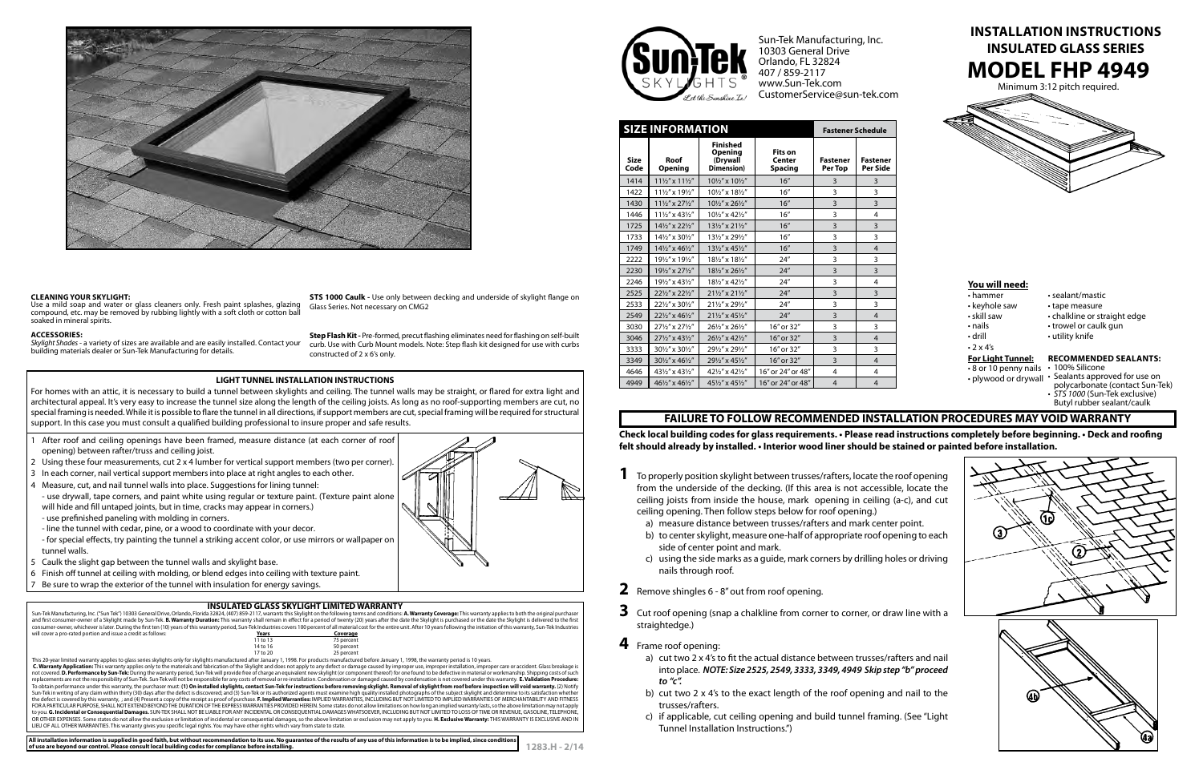Sun-Tek Manufacturing, Inc.
10303 General Drive
Orlando, FL 32824
407 / 859-2117
www.Sun-Tek.com
CustomerService@sun-tek.com

# INSTALLATION INSTRUCTIONS
## INSULATED GLASS SERIES
# MODEL FHP 4949

Minimum 3:12 pitch required.

| SIZE INFORMATION | | | | Fastener Schedule | |
|---|---|---|---|---|---|
| Size Code | Roof Opening | Finished Opening (Drywall Dimension) | Fits on Center Spacing | Fastener Per Top | Fastener Per Side |
| 1414 | 11½" x 11½" | 10½" x 10½" | 16" | 3 | 3 |
| 1422 | 11½" x 19½" | 10½" x 18½" | 16" | 3 | 3 |
| 1430 | 11½" x 27½" | 10½" x 26½" | 16" | 3 | 3 |
| 1446 | 11½" x 43½" | 10½" x 42½" | 16" | 3 | 4 |
| 1725 | 14½" x 22½" | 13½" x 21½" | 16" | 3 | 3 |
| 1733 | 14½" x 30½" | 13½" x 29½" | 16" | 3 | 3 |
| 1749 | 14½" x 46½" | 13½" x 45½" | 16" | 3 | 4 |
| 2222 | 19½" x 19½" | 18½" x 18½" | 24" | 3 | 3 |
| 2230 | 19½" x 27½" | 18½" x 26½" | 24" | 3 | 3 |
| 2246 | 19½" x 43½" | 18½" x 42½" | 24" | 3 | 4 |
| 2525 | 22½" x 22½" | 21½" x 21½" | 24" | 3 | 3 |
| 2533 | 22½" x 30½" | 21½" x 29½" | 24" | 3 | 3 |
| 2549 | 22½" x 46½" | 21½" x 45½" | 24" | 3 | 4 |
| 3030 | 27½" x 27½" | 26½" x 26½" | 16" or 32" | 3 | 3 |
| 3046 | 27½" x 43½" | 26½" x 42½" | 16" or 32" | 3 | 4 |
| 3333 | 30½" x 30½" | 29½" x 29½" | 16" or 32" | 3 | 3 |
| 3349 | 30½" x 46½" | 29½" x 45½" | 16" or 32" | 3 | 4 |
| 4646 | 43½" x 43½" | 42½" x 42½" | 16" or 24" or 48" | 4 | 4 |
| 4949 | 46½" x 46½" | 45½" x 45½" | 16" or 24" or 48" | 4 | 4 |

### You will need:

- hammer
- keyhole saw
- skill saw
- nails
- drill
- 2 x 4's
- sealant/mastic
- tape measure
- chalkline or straight edge
- trowel or caulk gun
- utility knife

**For Light Tunnel:**
- 8 or 10 penny nails
- plywood or drywall

**RECOMMENDED SEALANTS:**
- 100% Silicone
- Sealants approved for use on polycarbonate (contact Sun-Tek)
- *STS 1000* (Sun-Tek exclusive) Butyl rubber sealant/caulk

### CLEANING YOUR SKYLIGHT:
Use a mild soap and water or glass cleaners only. Fresh paint splashes, glazing compound, etc. may be removed by rubbing lightly with a soft cloth or cotton ball soaked in mineral spirits.

### ACCESSORIES:
*Skylight Shades* - a variety of sizes are available and are easily installed. Contact your building materials dealer or Sun-Tek Manufacturing for details.

**STS 1000 Caulk -** Use only between decking and underside of skylight flange on Glass Series. Not necessary on CMG2

**Step Flash Kit -** Pre-formed, precut flashing eliminates need for flashing on self-built curb. Use with Curb Mount models. Note: Step flash kit designed for use with curbs constructed of 2 x 6's only.

### LIGHT TUNNEL INSTALLATION INSTRUCTIONS

For homes with an attic, it is necessary to build a tunnel between skylights and ceiling. The tunnel walls may be straight, or flared for extra light and architectural appeal. It's very easy to increase the tunnel size along the length of the ceiling joists. As long as no roof-supporting members are cut, no special framing is needed. While it is possible to flare the tunnel in all directions, if support members are cut, special framing will be required for structural support. In this case you must consult a qualified building professional to insure proper and safe results.

1. After roof and ceiling openings have been framed, measure distance (at each corner of roof opening) between rafter/truss and ceiling joist.
2. Using these four measurements, cut 2 x 4 lumber for vertical support members (two per corner).
3. In each corner, nail vertical support members into place at right angles to each other.
4. Measure, cut, and nail tunnel walls into place. Suggestions for lining tunnel:
   - use drywall, tape corners, and paint white using regular or texture paint. (Texture paint alone will hide and fill untaped joints, but in time, cracks may appear in corners.)
   - use prefinished paneling with molding in corners.
   - line the tunnel with cedar, pine, or a wood to coordinate with your decor.
   - for special effects, try painting the tunnel a striking accent color, or use mirrors or wallpaper on tunnel walls.
5. Caulk the slight gap between the tunnel walls and skylight base.
6. Finish off tunnel at ceiling with molding, or blend edges into ceiling with texture paint.
7. Be sure to wrap the exterior of the tunnel with insulation for energy savings.

### INSULATED GLASS SKYLIGHT LIMITED WARRANTY

Sun-Tek Manufacturing, Inc. ("Sun Tek") 10303 General Drive, Orlando, Florida 32824, (407) 859-2117, warrants this Skylight on the following terms and conditions: **A. Warranty Coverage:** This warranty applies to both the original purchaser and first consumer-owner of a Skylight made by Sun-Tek. **B. Warranty Duration:** This warranty shall remain in effect for a period of twenty (20) years after the date the Skylight is purchased or the date the Skylight is delivered to the first consumer-owner, whichever is later. During the first ten (10) years of this warranty period, Sun-Tek Industries covers 100 percent of all material cost for the entire unit. After 10 years following the initiation of this warranty, Sun-Tek Industries will cover a pro-rated portion and issue a credit as follows:

| Years | Coverage |
|---|---|
| 11 to 13 | 75 percent |
| 14 to 16 | 50 percent |
| 17 to 20 | 25 percent |

This 20-year limited warranty applies to glass series skylights only for skylights manufactured after January 1, 1998. For products manufactured before January 1, 1998, the warranty period is 10 years.
**C. Warranty Application:** This warranty applies only to the materials and fabrication of the Skylight and does not apply to any defect or damage caused by improper use, improper installation, improper care or accident. Glass breakage is not covered. **D. Performance by Sun-Tek:** During the warranty period, Sun-Tek will provide free of charge an equivalent new skylight (or component thereof) for one found to be defective in material or workmanship. Shipping costs of such replacements are not the responsibility of Sun-Tek. Sun-Tek will not be responsible for any costs of removal or re-installation. Condensation or damaged caused by condensation is not covered under this warranty. **E. Validation Procedure:** To obtain performance under this warranty, the purchaser must: **(1) On installed skylights, contact Sun-Tek for instructions before removing skylight. Removal of skylight from roof before inspection will void warranty.** (2) Notify Sun-Tek in writing of any claim within thirty (30) days after the defect is discovered, and (3) Sun-Tek or its authorized agents must examine high quality installed photographs of the subject skylight and determine to its satisfaction whether the defect is covered by this warranty, ; and (4) Present a copy of the receipt as proof of purchase. **F. Implied Warranties:** IMPLIED WARRANTIES, INCLUDING BUT NOT LIMITED TO IMPLIED WARRANTIES OF MERCHANTABILITY AND FITNESS FOR A PARTICULAR PURPOSE, SHALL NOT EXTEND BEYOND THE DURATION OF THE EXPRESS WARRANTIES PROVIDED HEREIN. Some states do not allow limitations on how long an implied warranty lasts, so the above limitation may not apply to you. **G. Incidental or Consequential Damages.** SUN-TEK SHALL NOT BE LIABLE FOR ANY INCIDENTAL OR CONSEQUENTIAL DAMAGES WHATSOEVER, INCLUDING BUT NOT LIMITED TO LOSS OF TIME OR REVENUE, GASOLINE, TELEPHONE, OR OTHER EXPENSES. Some states do not allow the exclusion or limitation of incidental or consequential damages, so the above limitation or exclusion may not apply to you. **H. Exclusive Warranty:** THIS WARRANTY IS EXCLUSIVE AND IN LIEU OF ALL OTHER WARRANTIES. This warranty gives you specific legal rights. You may have other rights which vary from state to state.

**All installation information is supplied in good faith, but without recommendation to its use. No guarantee of the results of any use of this information is to be implied, since conditions of use are beyond our control. Please consult local building codes for compliance before installing.**

1283.H - 2/14

## FAILURE TO FOLLOW RECOMMENDED INSTALLATION PROCEDURES MAY VOID WARRANTY

**Check local building codes for glass requirements. • Please read instructions completely before beginning. • Deck and roofing felt should already by installed. • Interior wood liner should be stained or painted before installation.**

**1** To properly position skylight between trusses/rafters, locate the roof opening from the underside of the decking. (If this area is not accessible, locate the ceiling joists from inside the house, mark opening in ceiling (a-c), and cut ceiling opening. Then follow steps below for roof opening.)
   a) measure distance between trusses/rafters and mark center point.
   b) to center skylight, measure one-half of appropriate roof opening to each side of center point and mark.
   c) using the side marks as a guide, mark corners by drilling holes or driving nails through roof.

**2** Remove shingles 6 - 8" out from roof opening.

**3** Cut roof opening (snap a chalkline from corner to corner, or draw line with a straightedge.)

**4** Frame roof opening:
   a) cut two 2 x 4's to fit the actual distance between trusses/rafters and nail into place. ***NOTE: Size 2525, 2549, 3333, 3349, 4949 Skip step "b" proceed to "c".***
   b) cut two 2 x 4's to the exact length of the roof opening and nail to the trusses/rafters.
   c) if applicable, cut ceiling opening and build tunnel framing. (See "Light Tunnel Installation Instructions.")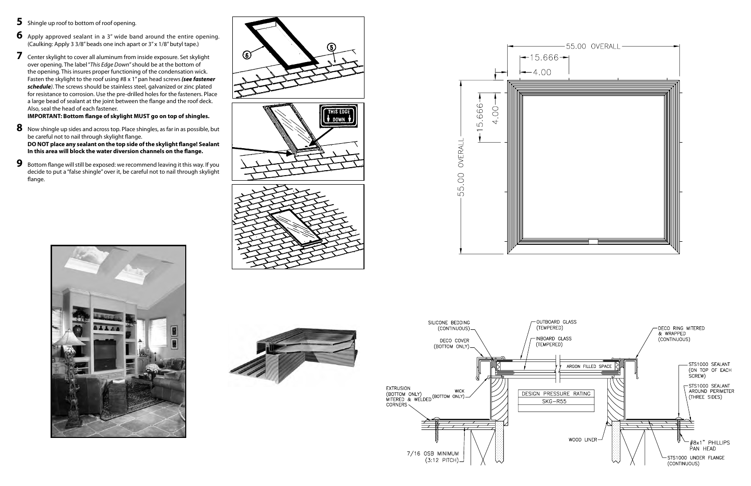**5** Shingle up roof to bottom of roof opening.

**6** Apply approved sealant in a 3" wide band around the entire opening. (Caulking: Apply 3 3/8" beads one inch apart or 3" x 1/8" butyl tape.)

**7** Center skylight to cover all aluminum from inside exposure. Set skylight over opening. The label "*This Edge Down*" should be at the bottom of the opening. This insures proper functioning of the condensation wick. Fasten the skylight to the roof using #8 x 1" pan head screws ***(see fastener schedule)***. The screws should be stainless steel, galvanized or zinc plated for resistance to corrosion. Use the pre-drilled holes for the fasteners. Place a large bead of sealant at the joint between the flange and the roof deck. Also, seal the head of each fastener.
**IMPORTANT: Bottom flange of skylight MUST go on top of shingles.**

**8** Now shingle up sides and across top. Place shingles, as far in as possible, but be careful not to nail through skylight flange.
**DO NOT place any sealant on the top side of the skylight flange! Sealant in this area will block the water diversion channels on the flange.**

**9** Bottom flange will still be exposed: we recommend leaving it this way. If you decide to put a "false shingle" over it, be careful not to nail through skylight flange.

6
5

THIS EDGE DOWN

55.00 OVERALL
15.666
4.00
15.666
4.00
55.00 OVERALL

SILICONE BEDDING (CONTINUOUS)
DECO COVER (BOTTOM ONLY)
OUTBOARD GLASS (TEMPERED)
INBOARD GLASS (TEMPERED)
ARGON FILLED SPACE
DECO RING MITERED & WRAPPED (CONTINUOUS)
STS1000 SEALANT (ON TOP OF EACH SCREW)
STS1000 SEALANT AROUND PERIMETER (THREE SIDES)
EXTRUSION (BOTTOM ONLY) MITERED & WELDED CORNERS
WICK (BOTTOM ONLY)
DESIGN PRESSURE RATING
SKG-R55
WOOD LINER
#8x1" PHILLIPS PAN HEAD
7/16 OSB MINIMUM (3:12 PITCH)
STS1000 UNDER FLANGE (CONTINUOUS)